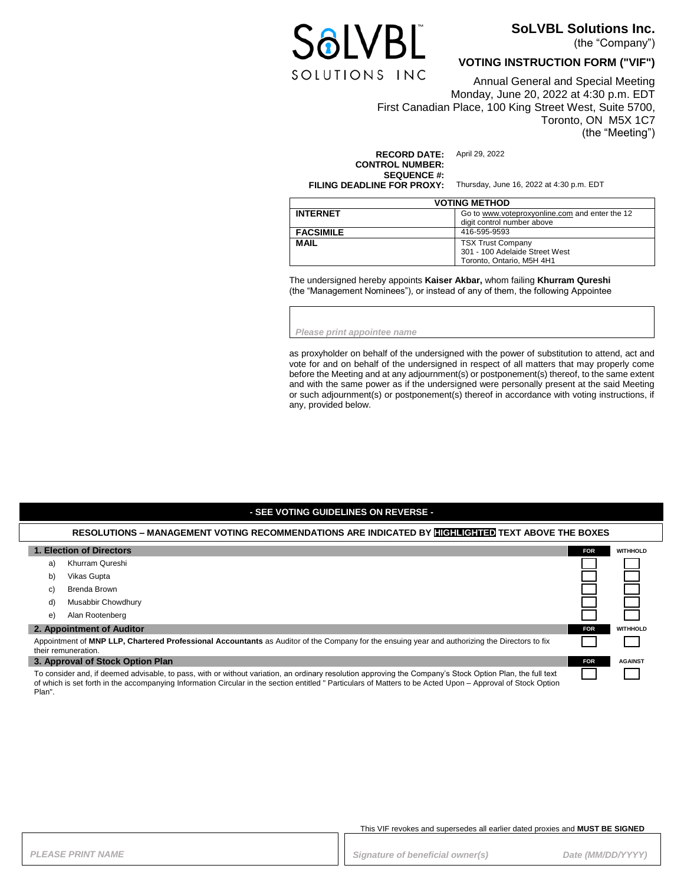SoLVBL SOLUTIONS INC

**SoLVBL Solutions Inc.**
(the "Company")

## VOTING INSTRUCTION FORM ("VIF")

Annual General and Special Meeting
Monday, June 20, 2022 at 4:30 p.m. EDT
First Canadian Place, 100 King Street West, Suite 5700,
Toronto, ON M5X 1C7
(the "Meeting")

**RECORD DATE:** April 29, 2022
**CONTROL NUMBER:**
**SEQUENCE #:**
**FILING DEADLINE FOR PROXY:** Thursday, June 16, 2022 at 4:30 p.m. EDT

| VOTING METHOD | |
|---|---|
| **INTERNET** | Go to www.voteproxyonline.com and enter the 12 digit control number above |
| **FACSIMILE** | 416-595-9593 |
| **MAIL** | TSX Trust Company<br>301 - 100 Adelaide Street West<br>Toronto, Ontario, M5H 4H1 |

The undersigned hereby appoints **Kaiser Akbar,** whom failing **Khurram Qureshi** (the "Management Nominees"), or instead of any of them, the following Appointee

*Please print appointee name*

as proxyholder on behalf of the undersigned with the power of substitution to attend, act and vote for and on behalf of the undersigned in respect of all matters that may properly come before the Meeting and at any adjournment(s) or postponement(s) thereof, to the same extent and with the same power as if the undersigned were personally present at the said Meeting or such adjournment(s) or postponement(s) thereof in accordance with voting instructions, if any, provided below.

**- SEE VOTING GUIDELINES ON REVERSE -**

**RESOLUTIONS – MANAGEMENT VOTING RECOMMENDATIONS ARE INDICATED BY HIGHLIGHTED TEXT ABOVE THE BOXES**

| **1. Election of Directors** | **FOR** | **WITHHOLD** |
|---|---|---|
| a) Khurram Qureshi | ☐ | ☐ |
| b) Vikas Gupta | ☐ | ☐ |
| c) Brenda Brown | ☐ | ☐ |
| d) Musabbir Chowdhury | ☐ | ☐ |
| e) Alan Rootenberg | ☐ | ☐ |

| **2. Appointment of Auditor** | **FOR** | **WITHHOLD** |
|---|---|---|
| Appointment of **MNP LLP, Chartered Professional Accountants** as Auditor of the Company for the ensuing year and authorizing the Directors to fix their remuneration. | ☐ | ☐ |

| **3. Approval of Stock Option Plan** | **FOR** | **AGAINST** |
|---|---|---|
| To consider and, if deemed advisable, to pass, with or without variation, an ordinary resolution approving the Company's Stock Option Plan, the full text of which is set forth in the accompanying Information Circular in the section entitled " Particulars of Matters to be Acted Upon – Approval of Stock Option Plan". | ☐ | ☐ |

This VIF revokes and supersedes all earlier dated proxies and **MUST BE SIGNED**

*PLEASE PRINT NAME*

*Signature of beneficial owner(s)* *Date (MM/DD/YYYY)*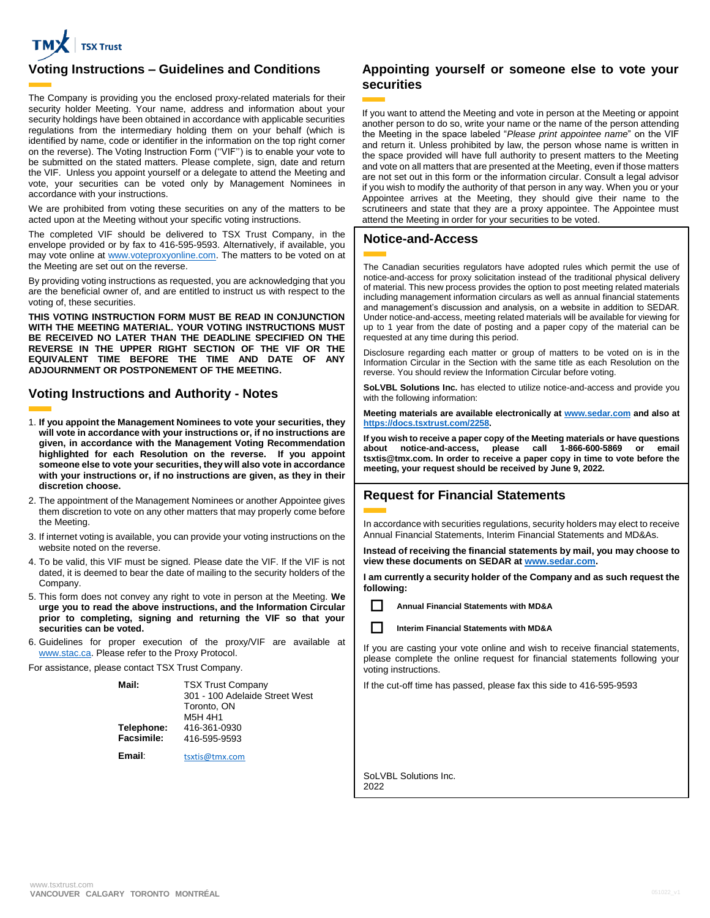## Voting Instructions – Guidelines and Conditions

The Company is providing you the enclosed proxy-related materials for their security holder Meeting. Your name, address and information about your security holdings have been obtained in accordance with applicable securities regulations from the intermediary holding them on your behalf (which is identified by name, code or identifier in the information on the top right corner on the reverse). The Voting Instruction Form (''VIF'') is to enable your vote to be submitted on the stated matters. Please complete, sign, date and return the VIF. Unless you appoint yourself or a delegate to attend the Meeting and vote, your securities can be voted only by Management Nominees in accordance with your instructions.

We are prohibited from voting these securities on any of the matters to be acted upon at the Meeting without your specific voting instructions.

The completed VIF should be delivered to TSX Trust Company, in the envelope provided or by fax to 416-595-9593. Alternatively, if available, you may vote online at www.voteproxyonline.com. The matters to be voted on at the Meeting are set out on the reverse.

By providing voting instructions as requested, you are acknowledging that you are the beneficial owner of, and are entitled to instruct us with respect to the voting of, these securities.

**THIS VOTING INSTRUCTION FORM MUST BE READ IN CONJUNCTION WITH THE MEETING MATERIAL. YOUR VOTING INSTRUCTIONS MUST BE RECEIVED NO LATER THAN THE DEADLINE SPECIFIED ON THE REVERSE IN THE UPPER RIGHT SECTION OF THE VIF OR THE EQUIVALENT TIME BEFORE THE TIME AND DATE OF ANY ADJOURNMENT OR POSTPONEMENT OF THE MEETING.**

## Voting Instructions and Authority - Notes

1. **If you appoint the Management Nominees to vote your securities, they will vote in accordance with your instructions or, if no instructions are given, in accordance with the Management Voting Recommendation highlighted for each Resolution on the reverse. If you appoint someone else to vote your securities, they will also vote in accordance with your instructions or, if no instructions are given, as they in their discretion choose.**
2. The appointment of the Management Nominees or another Appointee gives them discretion to vote on any other matters that may properly come before the Meeting.
3. If internet voting is available, you can provide your voting instructions on the website noted on the reverse.
4. To be valid, this VIF must be signed. Please date the VIF. If the VIF is not dated, it is deemed to bear the date of mailing to the security holders of the Company.
5. This form does not convey any right to vote in person at the Meeting. **We urge you to read the above instructions, and the Information Circular prior to completing, signing and returning the VIF so that your securities can be voted.**
6. Guidelines for proper execution of the proxy/VIF are available at www.stac.ca. Please refer to the Proxy Protocol.

For assistance, please contact TSX Trust Company.

| | |
|---|---|
| **Mail:** | TSX Trust Company<br>301 - 100 Adelaide Street West<br>Toronto, ON<br>M5H 4H1 |
| **Telephone:** | 416-361-0930 |
| **Facsimile:** | 416-595-9593 |
| **Email:** | tsxtis@tmx.com |

## Appointing yourself or someone else to vote your securities

If you want to attend the Meeting and vote in person at the Meeting or appoint another person to do so, write your name or the name of the person attending the Meeting in the space labeled "*Please print appointee name*" on the VIF and return it. Unless prohibited by law, the person whose name is written in the space provided will have full authority to present matters to the Meeting and vote on all matters that are presented at the Meeting, even if those matters are not set out in this form or the information circular. Consult a legal advisor if you wish to modify the authority of that person in any way. When you or your Appointee arrives at the Meeting, they should give their name to the scrutineers and state that they are a proxy appointee. The Appointee must attend the Meeting in order for your securities to be voted.

## Notice-and-Access

The Canadian securities regulators have adopted rules which permit the use of notice-and-access for proxy solicitation instead of the traditional physical delivery of material. This new process provides the option to post meeting related materials including management information circulars as well as annual financial statements and management's discussion and analysis, on a website in addition to SEDAR. Under notice-and-access, meeting related materials will be available for viewing for up to 1 year from the date of posting and a paper copy of the material can be requested at any time during this period.

Disclosure regarding each matter or group of matters to be voted on is in the Information Circular in the Section with the same title as each Resolution on the reverse. You should review the Information Circular before voting.

**SoLVBL Solutions Inc.** has elected to utilize notice-and-access and provide you with the following information:

**Meeting materials are available electronically at www.sedar.com and also at https://docs.tsxtrust.com/2258.**

**If you wish to receive a paper copy of the Meeting materials or have questions about notice-and-access, please call 1-866-600-5869 or email tsxtis@tmx.com. In order to receive a paper copy in time to vote before the meeting, your request should be received by June 9, 2022.**

## Request for Financial Statements

In accordance with securities regulations, security holders may elect to receive Annual Financial Statements, Interim Financial Statements and MD&As.

**Instead of receiving the financial statements by mail, you may choose to view these documents on SEDAR at www.sedar.com.**

**I am currently a security holder of the Company and as such request the following:**

☐ **Annual Financial Statements with MD&A**

☐ **Interim Financial Statements with MD&A**

If you are casting your vote online and wish to receive financial statements, please complete the online request for financial statements following your voting instructions.

If the cut-off time has passed, please fax this side to 416-595-9593

SoLVBL Solutions Inc.
2022